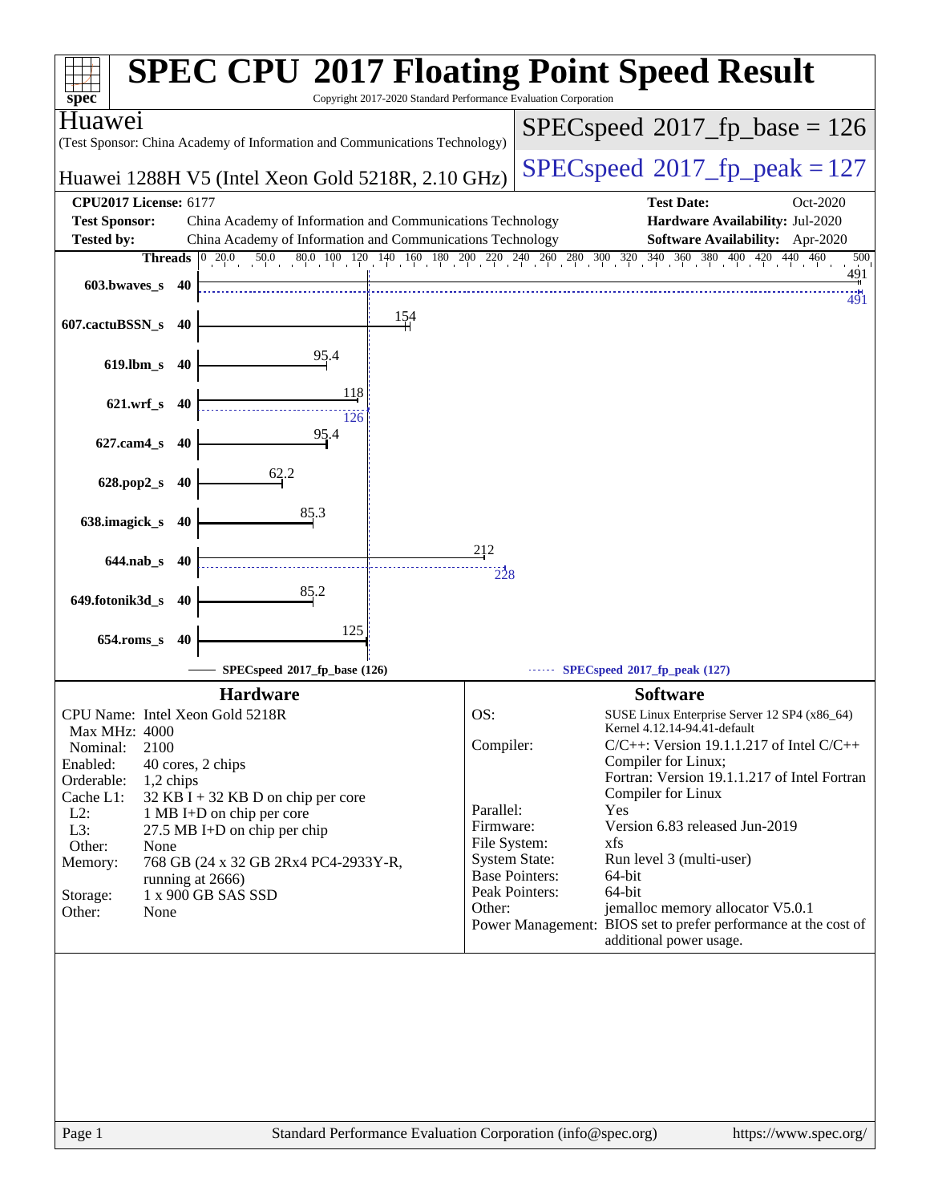# SPEC CPU 2017 Floating Point Speed Result

Copyright 2017-2020 Standard Performance Evaluation Corporation

**Huawei**

(Test Sponsor: China Academy of Information and Communications Technology)

**Huawei 1288H V5 (Intel Xeon Gold 5218R, 2.10 GHz)**

SPECspeed 2017_fp_base = 126

SPECspeed 2017_fp_peak = 127

| | | | |
|---|---|---|---|
| **CPU2017 License:** | 6177 | **Test Date:** | Oct-2020 |
| **Test Sponsor:** | China Academy of Information and Communications Technology | **Hardware Availability:** | Jul-2020 |
| **Tested by:** | China Academy of Information and Communications Technology | **Software Availability:** | Apr-2020 |

| Benchmark | Threads | Base | Peak |
|---|---|---|---|
| 603.bwaves_s | 40 | 491 | 491 |
| 607.cactuBSSN_s | 40 | 154 | |
| 619.lbm_s | 40 | 95.4 | |
| 621.wrf_s | 40 | 118 | 126 |
| 627.cam4_s | 40 | 95.4 | |
| 628.pop2_s | 40 | 62.2 | |
| 638.imagick_s | 40 | 85.3 | |
| 644.nab_s | 40 | 212 | 228 |
| 649.fotonik3d_s | 40 | 85.2 | |
| 654.roms_s | 40 | 125 | |

SPECspeed 2017_fp_base (126) — SPECspeed 2017_fp_peak (127)

## Hardware

| | |
|---|---|
| CPU Name: | Intel Xeon Gold 5218R |
| Max MHz: | 4000 |
| Nominal: | 2100 |
| Enabled: | 40 cores, 2 chips |
| Orderable: | 1,2 chips |
| Cache L1: | 32 KB I + 32 KB D on chip per core |
| L2: | 1 MB I+D on chip per core |
| L3: | 27.5 MB I+D on chip per chip |
| Other: | None |
| Memory: | 768 GB (24 x 32 GB 2Rx4 PC4-2933Y-R, running at 2666) |
| Storage: | 1 x 900 GB SAS SSD |
| Other: | None |

## Software

| | |
|---|---|
| OS: | SUSE Linux Enterprise Server 12 SP4 (x86_64) Kernel 4.12.14-94.41-default |
| Compiler: | C/C++: Version 19.1.1.217 of Intel C/C++ Compiler for Linux; Fortran: Version 19.1.1.217 of Intel Fortran Compiler for Linux |
| Parallel: | Yes |
| Firmware: | Version 6.83 released Jun-2019 |
| File System: | xfs |
| System State: | Run level 3 (multi-user) |
| Base Pointers: | 64-bit |
| Peak Pointers: | 64-bit |
| Other: | jemalloc memory allocator V5.0.1 |
| Power Management: | BIOS set to prefer performance at the cost of additional power usage. |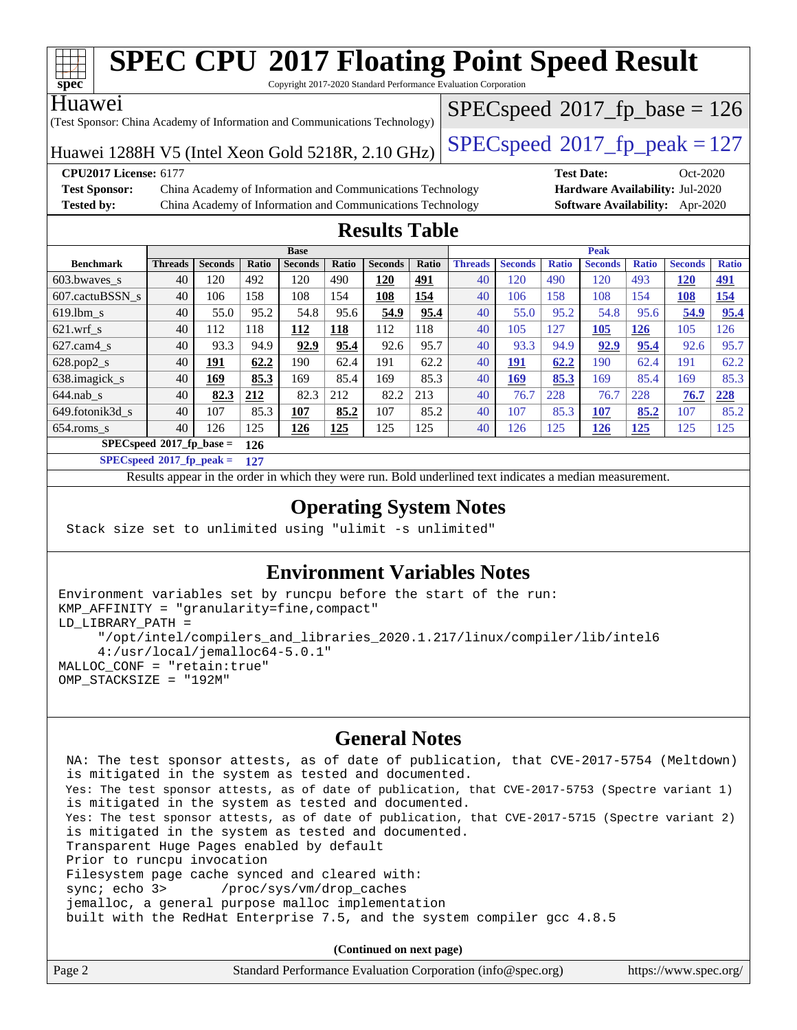# SPEC CPU 2017 Floating Point Speed Result

Copyright 2017-2020 Standard Performance Evaluation Corporation

**Huawei**

(Test Sponsor: China Academy of Information and Communications Technology)

Huawei 1288H V5 (Intel Xeon Gold 5218R, 2.10 GHz)

SPECspeed 2017_fp_base = 126

SPECspeed 2017_fp_peak = 127

**CPU2017 License:** 6177
**Test Sponsor:** China Academy of Information and Communications Technology
**Tested by:** China Academy of Information and Communications Technology
**Test Date:** Oct-2020
**Hardware Availability:** Jul-2020
**Software Availability:** Apr-2020

## Results Table

| Benchmark | Base | | | | | | | Peak | | | | | | |
|---|---|---|---|---|---|---|---|---|---|---|---|---|---|---|
| | Threads | Seconds | Ratio | Seconds | Ratio | Seconds | Ratio | Threads | Seconds | Ratio | Seconds | Ratio | Seconds | Ratio |
| 603.bwaves_s | 40 | 120 | 492 | 120 | 490 | **120** | **491** | 40 | 120 | 490 | 120 | 493 | **120** | **491** |
| 607.cactuBSSN_s | 40 | 106 | 158 | 108 | 154 | **108** | **154** | 40 | 106 | 158 | 108 | 154 | **108** | **154** |
| 619.lbm_s | 40 | 55.0 | 95.2 | 54.8 | 95.6 | **54.9** | **95.4** | 40 | 55.0 | 95.2 | 54.8 | 95.6 | **54.9** | **95.4** |
| 621.wrf_s | 40 | 112 | 118 | **112** | **118** | 112 | 118 | 40 | 105 | 127 | **105** | **126** | 105 | 126 |
| 627.cam4_s | 40 | 93.3 | 94.9 | **92.9** | **95.4** | 92.6 | 95.7 | 40 | 93.3 | 94.9 | **92.9** | **95.4** | 92.6 | 95.7 |
| 628.pop2_s | 40 | **191** | **62.2** | 190 | 62.4 | 191 | 62.2 | 40 | **191** | **62.2** | 190 | 62.4 | 191 | 62.2 |
| 638.imagick_s | 40 | **169** | **85.3** | 169 | 85.4 | 169 | 85.3 | 40 | **169** | **85.3** | 169 | 85.4 | 169 | 85.3 |
| 644.nab_s | 40 | **82.3** | **212** | 82.3 | 212 | 82.2 | 213 | 40 | 76.7 | 228 | 76.7 | 228 | **76.7** | **228** |
| 649.fotonik3d_s | 40 | 107 | 85.3 | **107** | **85.2** | 107 | 85.2 | 40 | 107 | 85.3 | **107** | **85.2** | 107 | 85.2 |
| 654.roms_s | 40 | 126 | 125 | **126** | **125** | 125 | 125 | 40 | 126 | 125 | **126** | **125** | 125 | 125 |

**SPECspeed 2017_fp_base = 126**

**SPECspeed 2017_fp_peak = 127**

Results appear in the order in which they were run. Bold underlined text indicates a median measurement.

## Operating System Notes

```
Stack size set to unlimited using "ulimit -s unlimited"
```

## Environment Variables Notes

```
Environment variables set by runcpu before the start of the run:
KMP_AFFINITY = "granularity=fine,compact"
LD_LIBRARY_PATH =
     "/opt/intel/compilers_and_libraries_2020.1.217/linux/compiler/lib/intel6
     4:/usr/local/jemalloc64-5.0.1"
MALLOC_CONF = "retain:true"
OMP_STACKSIZE = "192M"
```

## General Notes

```
NA: The test sponsor attests, as of date of publication, that CVE-2017-5754 (Meltdown)
is mitigated in the system as tested and documented.
Yes: The test sponsor attests, as of date of publication, that CVE-2017-5753 (Spectre variant 1)
is mitigated in the system as tested and documented.
Yes: The test sponsor attests, as of date of publication, that CVE-2017-5715 (Spectre variant 2)
is mitigated in the system as tested and documented.
Transparent Huge Pages enabled by default
Prior to runcpu invocation
Filesystem page cache synced and cleared with:
sync; echo 3>       /proc/sys/vm/drop_caches
jemalloc, a general purpose malloc implementation
built with the RedHat Enterprise 7.5, and the system compiler gcc 4.8.5
```

**(Continued on next page)**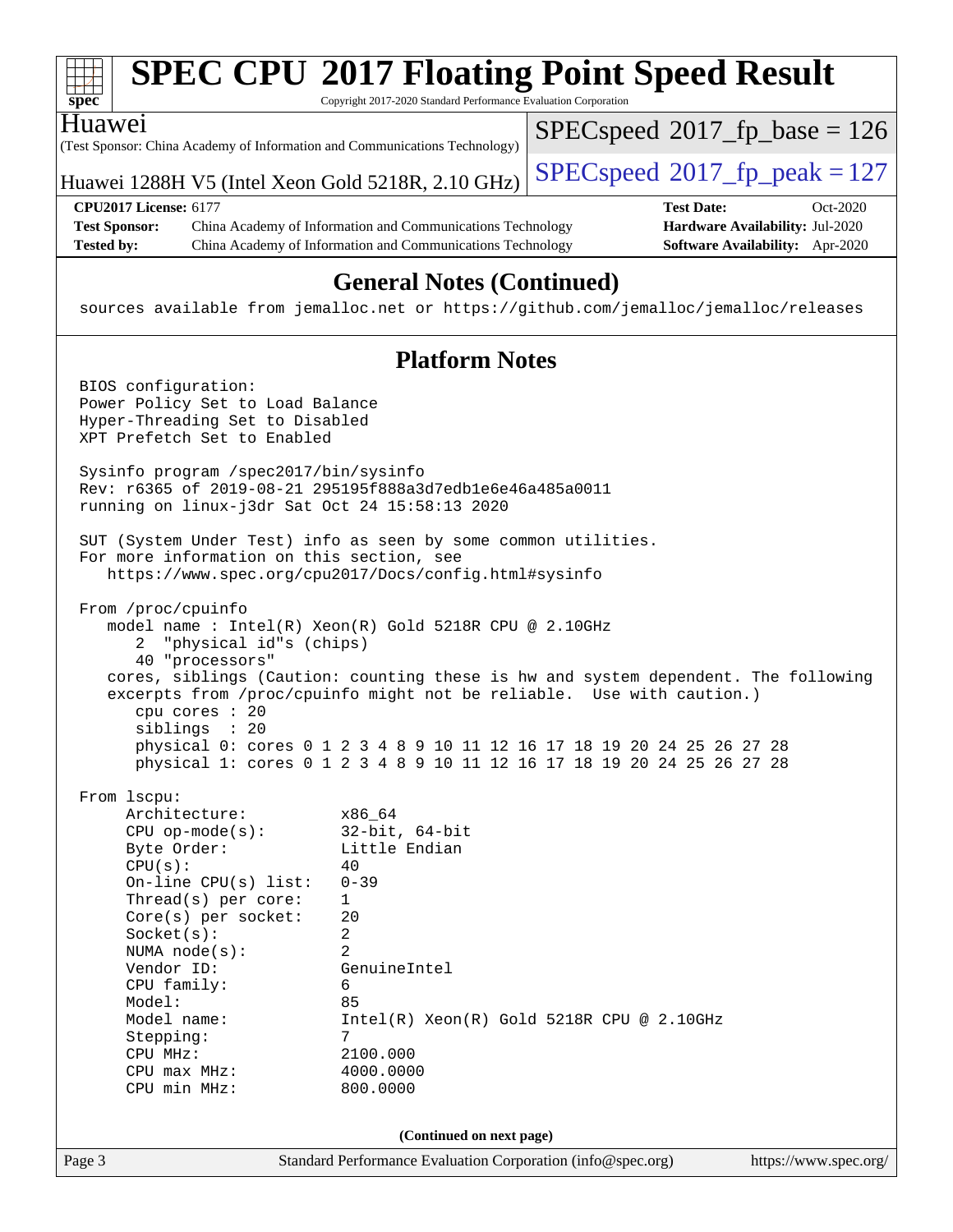# SPEC CPU 2017 Floating Point Speed Result

Copyright 2017-2020 Standard Performance Evaluation Corporation

**Huawei**

(Test Sponsor: China Academy of Information and Communications Technology)

Huawei 1288H V5 (Intel Xeon Gold 5218R, 2.10 GHz)

SPECspeed 2017_fp_base = 126

SPECspeed 2017_fp_peak = 127

| | | | |
|---|---|---|---|
| **CPU2017 License:** 6177 | | **Test Date:** | Oct-2020 |
| **Test Sponsor:** | China Academy of Information and Communications Technology | **Hardware Availability:** | Jul-2020 |
| **Tested by:** | China Academy of Information and Communications Technology | **Software Availability:** | Apr-2020 |

## General Notes (Continued)

```
sources available from jemalloc.net or https://github.com/jemalloc/jemalloc/releases
```

## Platform Notes

```
BIOS configuration:
Power Policy Set to Load Balance
Hyper-Threading Set to Disabled
XPT Prefetch Set to Enabled

Sysinfo program /spec2017/bin/sysinfo
Rev: r6365 of 2019-08-21 295195f888a3d7edb1e6e46a485a0011
running on linux-j3dr Sat Oct 24 15:58:13 2020

SUT (System Under Test) info as seen by some common utilities.
For more information on this section, see
   https://www.spec.org/cpu2017/Docs/config.html#sysinfo

From /proc/cpuinfo
   model name : Intel(R) Xeon(R) Gold 5218R CPU @ 2.10GHz
      2  "physical id"s (chips)
      40 "processors"
   cores, siblings (Caution: counting these is hw and system dependent. The following
   excerpts from /proc/cpuinfo might not be reliable.  Use with caution.)
      cpu cores : 20
      siblings  : 20
      physical 0: cores 0 1 2 3 4 8 9 10 11 12 16 17 18 19 20 24 25 26 27 28
      physical 1: cores 0 1 2 3 4 8 9 10 11 12 16 17 18 19 20 24 25 26 27 28

From lscpu:
     Architecture:          x86_64
     CPU op-mode(s):        32-bit, 64-bit
     Byte Order:            Little Endian
     CPU(s):                40
     On-line CPU(s) list:   0-39
     Thread(s) per core:    1
     Core(s) per socket:    20
     Socket(s):             2
     NUMA node(s):          2
     Vendor ID:             GenuineIntel
     CPU family:            6
     Model:                 85
     Model name:            Intel(R) Xeon(R) Gold 5218R CPU @ 2.10GHz
     Stepping:              7
     CPU MHz:               2100.000
     CPU max MHz:           4000.0000
     CPU min MHz:           800.0000
```

**(Continued on next page)**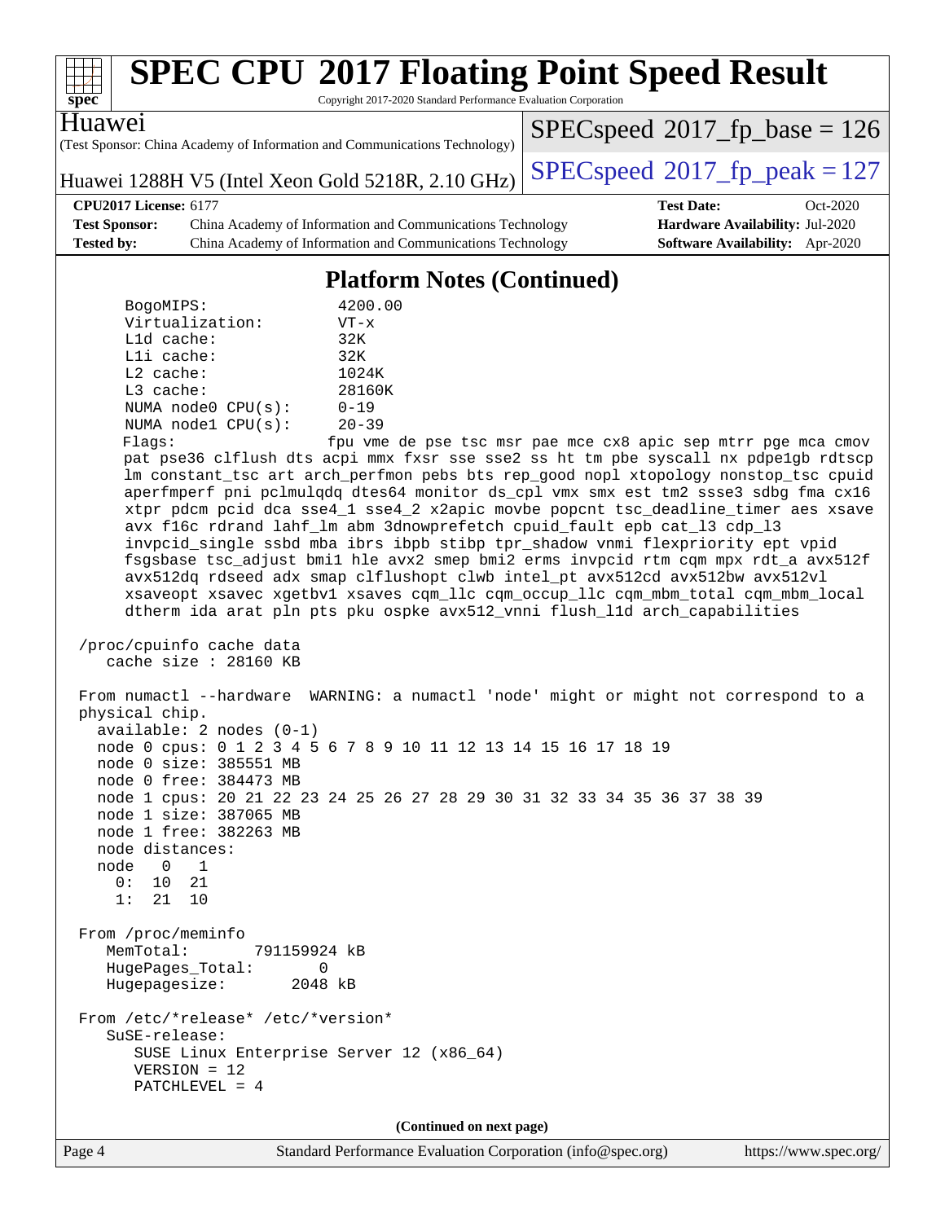# SPEC CPU 2017 Floating Point Speed Result

Copyright 2017-2020 Standard Performance Evaluation Corporation

**Huawei**
(Test Sponsor: China Academy of Information and Communications Technology)

Huawei 1288H V5 (Intel Xeon Gold 5218R, 2.10 GHz)

SPECspeed 2017_fp_base = 126

SPECspeed 2017_fp_peak = 127

| | | | |
|---|---|---|---|
| **CPU2017 License:** | 6177 | **Test Date:** | Oct-2020 |
| **Test Sponsor:** | China Academy of Information and Communications Technology | **Hardware Availability:** | Jul-2020 |
| **Tested by:** | China Academy of Information and Communications Technology | **Software Availability:** | Apr-2020 |

## Platform Notes (Continued)

```
     BogoMIPS:              4200.00
     Virtualization:        VT-x
     L1d cache:             32K
     L1i cache:             32K
     L2 cache:              1024K
     L3 cache:              28160K
     NUMA node0 CPU(s):     0-19
     NUMA node1 CPU(s):     20-39
     Flags:                 fpu vme de pse tsc msr pae mce cx8 apic sep mtrr pge mca cmov
     pat pse36 clflush dts acpi mmx fxsr sse sse2 ss ht tm pbe syscall nx pdpe1gb rdtscp
     lm constant_tsc art arch_perfmon pebs bts rep_good nopl xtopology nonstop_tsc cpuid
     aperfmperf pni pclmulqdq dtes64 monitor ds_cpl vmx smx est tm2 ssse3 sdbg fma cx16
     xtpr pdcm pcid dca sse4_1 sse4_2 x2apic movbe popcnt tsc_deadline_timer aes xsave
     avx f16c rdrand lahf_lm abm 3dnowprefetch cpuid_fault epb cat_l3 cdp_l3
     invpcid_single ssbd mba ibrs ibpb stibp tpr_shadow vnmi flexpriority ept vpid
     fsgsbase tsc_adjust bmi1 hle avx2 smep bmi2 erms invpcid rtm cqm mpx rdt_a avx512f
     avx512dq rdseed adx smap clflushopt clwb intel_pt avx512cd avx512bw avx512vl
     xsaveopt xsavec xgetbv1 xsaves cqm_llc cqm_occup_llc cqm_mbm_total cqm_mbm_local
     dtherm ida arat pln pts pku ospke avx512_vnni flush_l1d arch_capabilities

 /proc/cpuinfo cache data
    cache size : 28160 KB

 From numactl --hardware  WARNING: a numactl 'node' might or might not correspond to a
 physical chip.
   available: 2 nodes (0-1)
   node 0 cpus: 0 1 2 3 4 5 6 7 8 9 10 11 12 13 14 15 16 17 18 19
   node 0 size: 385551 MB
   node 0 free: 384473 MB
   node 1 cpus: 20 21 22 23 24 25 26 27 28 29 30 31 32 33 34 35 36 37 38 39
   node 1 size: 387065 MB
   node 1 free: 382263 MB
   node distances:
   node   0   1
     0:  10  21
     1:  21  10

 From /proc/meminfo
    MemTotal:       791159924 kB
    HugePages_Total:       0
    Hugepagesize:       2048 kB

 From /etc/*release* /etc/*version*
    SuSE-release:
       SUSE Linux Enterprise Server 12 (x86_64)
       VERSION = 12
       PATCHLEVEL = 4
```

**(Continued on next page)**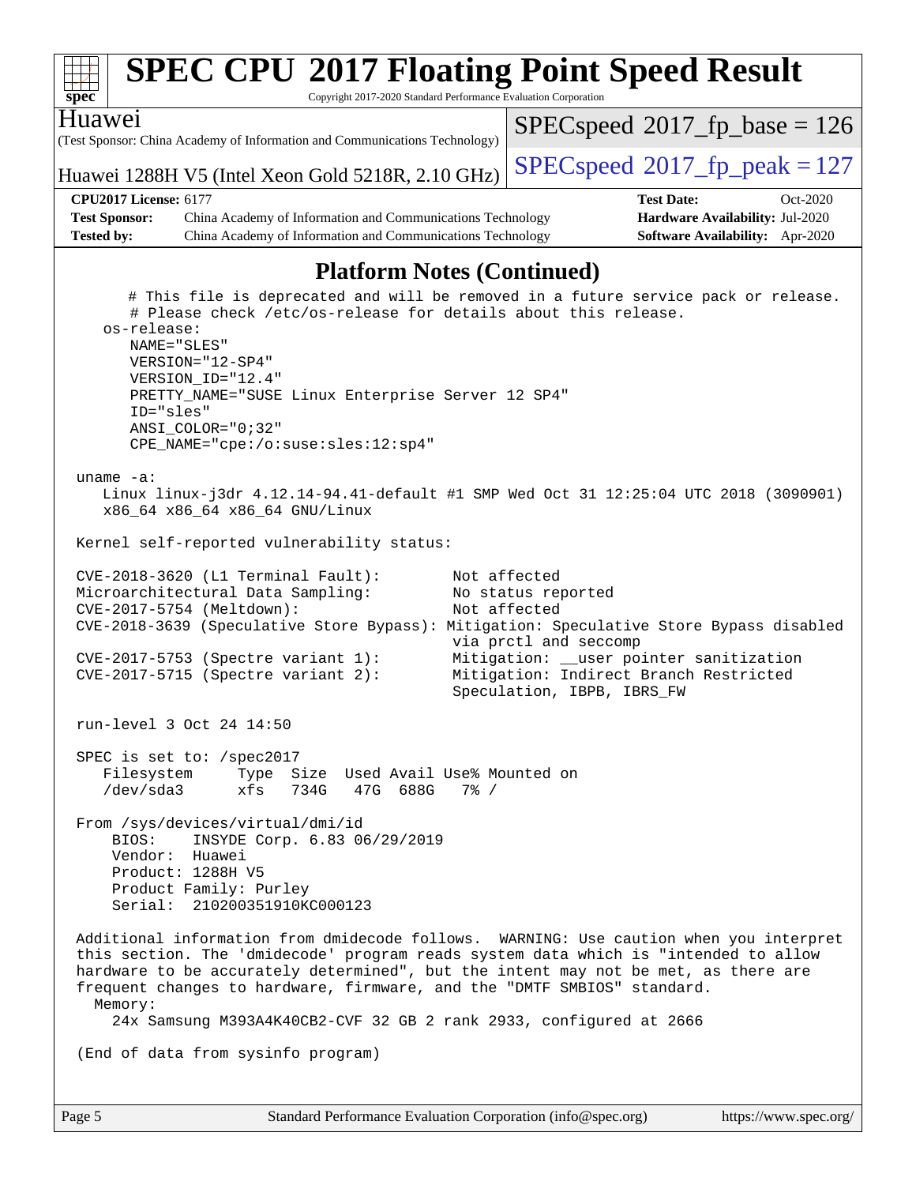# SPEC CPU 2017 Floating Point Speed Result

Copyright 2017-2020 Standard Performance Evaluation Corporation

**Huawei**
(Test Sponsor: China Academy of Information and Communications Technology)

Huawei 1288H V5 (Intel Xeon Gold 5218R, 2.10 GHz)

SPECspeed 2017_fp_base = 126

SPECspeed 2017_fp_peak = 127

| | | | |
|---|---|---|---|
| **CPU2017 License:** | 6177 | **Test Date:** | Oct-2020 |
| **Test Sponsor:** | China Academy of Information and Communications Technology | **Hardware Availability:** | Jul-2020 |
| **Tested by:** | China Academy of Information and Communications Technology | **Software Availability:** | Apr-2020 |

## Platform Notes (Continued)

```
      # This file is deprecated and will be removed in a future service pack or release.
      # Please check /etc/os-release for details about this release.
    os-release:
      NAME="SLES"
      VERSION="12-SP4"
      VERSION_ID="12.4"
      PRETTY_NAME="SUSE Linux Enterprise Server 12 SP4"
      ID="sles"
      ANSI_COLOR="0;32"
      CPE_NAME="cpe:/o:suse:sles:12:sp4"

 uname -a:
    Linux linux-j3dr 4.12.14-94.41-default #1 SMP Wed Oct 31 12:25:04 UTC 2018 (3090901)
    x86_64 x86_64 x86_64 GNU/Linux

 Kernel self-reported vulnerability status:

 CVE-2018-3620 (L1 Terminal Fault):         Not affected
 Microarchitectural Data Sampling:          No status reported
 CVE-2017-5754 (Meltdown):                  Not affected
 CVE-2018-3639 (Speculative Store Bypass): Mitigation: Speculative Store Bypass disabled
                                            via prctl and seccomp
 CVE-2017-5753 (Spectre variant 1):        Mitigation: __user pointer sanitization
 CVE-2017-5715 (Spectre variant 2):        Mitigation: Indirect Branch Restricted
                                            Speculation, IBPB, IBRS_FW

 run-level 3 Oct 24 14:50

 SPEC is set to: /spec2017
    Filesystem     Type  Size  Used Avail Use% Mounted on
    /dev/sda3      xfs   734G   47G  688G   7% /

 From /sys/devices/virtual/dmi/id
     BIOS:    INSYDE Corp. 6.83 06/29/2019
     Vendor:  Huawei
     Product: 1288H V5
     Product Family: Purley
     Serial:  210200351910KC000123

 Additional information from dmidecode follows.  WARNING: Use caution when you interpret
 this section. The 'dmidecode' program reads system data which is "intended to allow
 hardware to be accurately determined", but the intent may not be met, as there are
 frequent changes to hardware, firmware, and the "DMTF SMBIOS" standard.
   Memory:
     24x Samsung M393A4K40CB2-CVF 32 GB 2 rank 2933, configured at 2666

 (End of data from sysinfo program)
```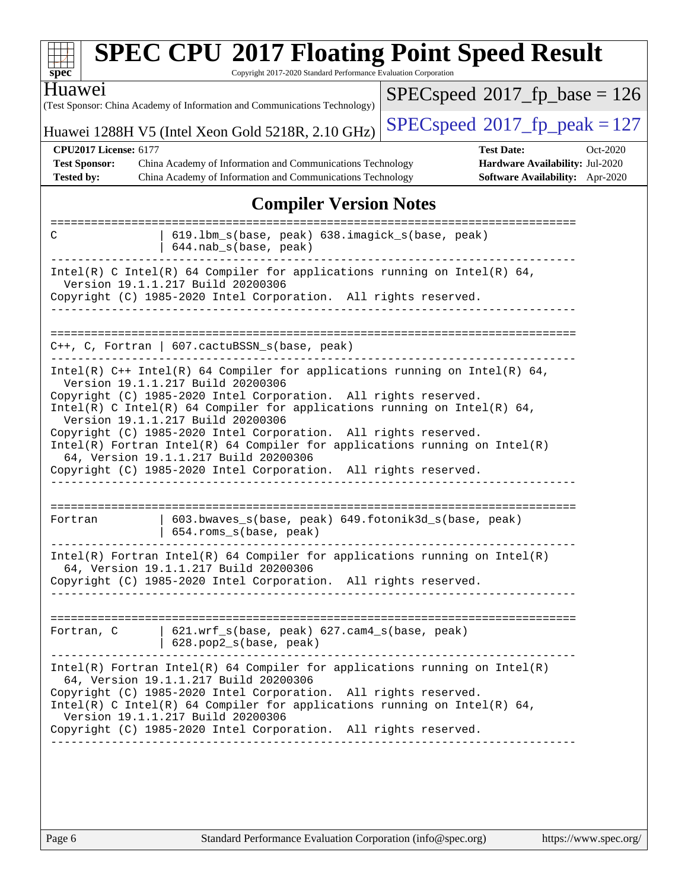# SPEC CPU 2017 Floating Point Speed Result

Copyright 2017-2020 Standard Performance Evaluation Corporation

**Huawei**

(Test Sponsor: China Academy of Information and Communications Technology)

Huawei 1288H V5 (Intel Xeon Gold 5218R, 2.10 GHz)

SPECspeed 2017_fp_base = 126

SPECspeed 2017_fp_peak = 127

| | | | |
|---|---|---|---|
| **CPU2017 License:** 6177 | | **Test Date:** | Oct-2020 |
| **Test Sponsor:** | China Academy of Information and Communications Technology | **Hardware Availability:** | Jul-2020 |
| **Tested by:** | China Academy of Information and Communications Technology | **Software Availability:** | Apr-2020 |

## Compiler Version Notes

```
==============================================================================
C               | 619.lbm_s(base, peak) 638.imagick_s(base, peak)
                | 644.nab_s(base, peak)
------------------------------------------------------------------------------
Intel(R) C Intel(R) 64 Compiler for applications running on Intel(R) 64,
  Version 19.1.1.217 Build 20200306
Copyright (C) 1985-2020 Intel Corporation.  All rights reserved.
------------------------------------------------------------------------------

==============================================================================
C++, C, Fortran | 607.cactuBSSN_s(base, peak)
------------------------------------------------------------------------------
Intel(R) C++ Intel(R) 64 Compiler for applications running on Intel(R) 64,
  Version 19.1.1.217 Build 20200306
Copyright (C) 1985-2020 Intel Corporation.  All rights reserved.
Intel(R) C Intel(R) 64 Compiler for applications running on Intel(R) 64,
  Version 19.1.1.217 Build 20200306
Copyright (C) 1985-2020 Intel Corporation.  All rights reserved.
Intel(R) Fortran Intel(R) 64 Compiler for applications running on Intel(R)
  64, Version 19.1.1.217 Build 20200306
Copyright (C) 1985-2020 Intel Corporation.  All rights reserved.
------------------------------------------------------------------------------

==============================================================================
Fortran         | 603.bwaves_s(base, peak) 649.fotonik3d_s(base, peak)
                | 654.roms_s(base, peak)
------------------------------------------------------------------------------
Intel(R) Fortran Intel(R) 64 Compiler for applications running on Intel(R)
  64, Version 19.1.1.217 Build 20200306
Copyright (C) 1985-2020 Intel Corporation.  All rights reserved.
------------------------------------------------------------------------------

==============================================================================
Fortran, C      | 621.wrf_s(base, peak) 627.cam4_s(base, peak)
                | 628.pop2_s(base, peak)
------------------------------------------------------------------------------
Intel(R) Fortran Intel(R) 64 Compiler for applications running on Intel(R)
  64, Version 19.1.1.217 Build 20200306
Copyright (C) 1985-2020 Intel Corporation.  All rights reserved.
Intel(R) C Intel(R) 64 Compiler for applications running on Intel(R) 64,
  Version 19.1.1.217 Build 20200306
Copyright (C) 1985-2020 Intel Corporation.  All rights reserved.
------------------------------------------------------------------------------
```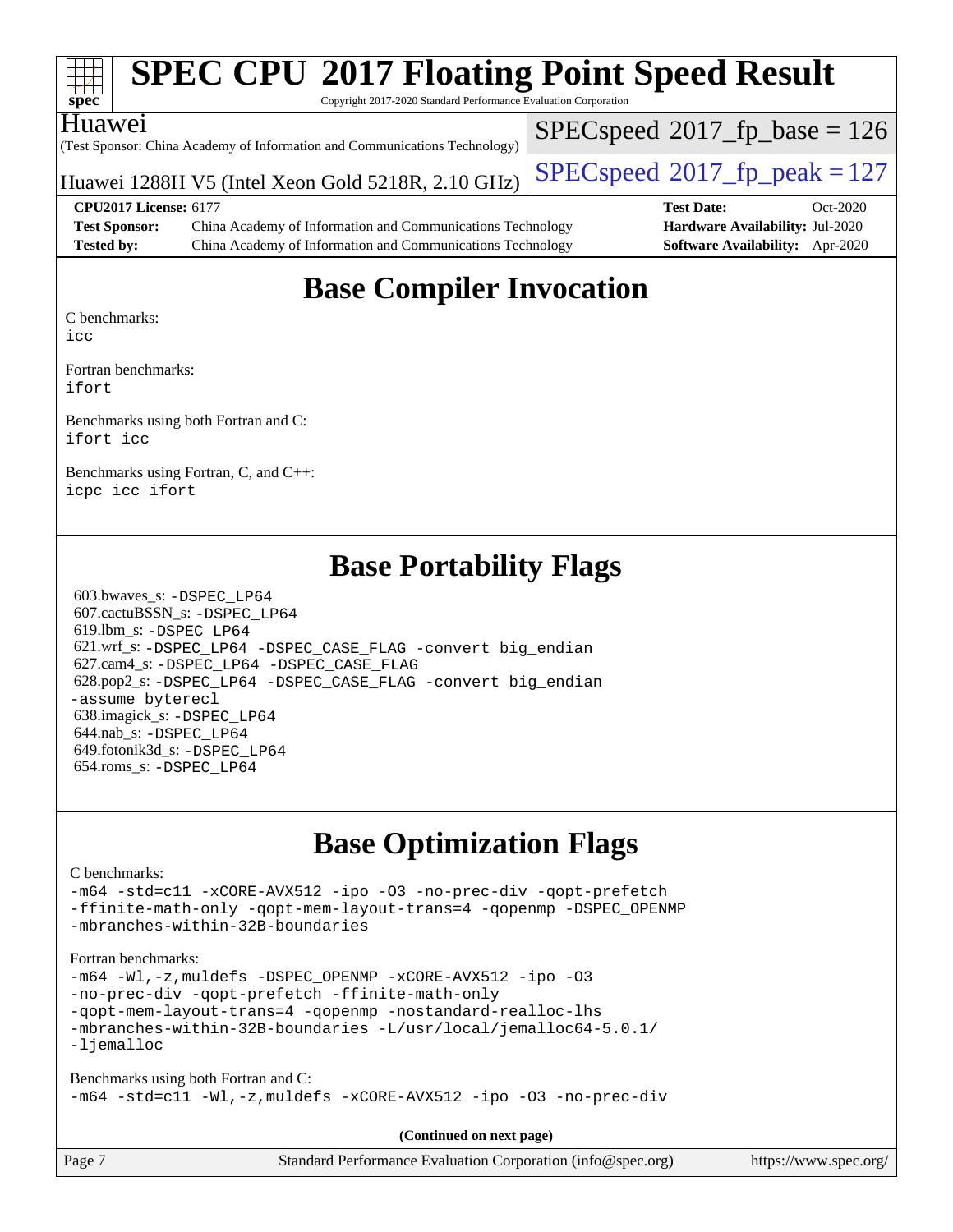# SPEC CPU 2017 Floating Point Speed Result

Copyright 2017-2020 Standard Performance Evaluation Corporation

Huawei
(Test Sponsor: China Academy of Information and Communications Technology)

Huawei 1288H V5 (Intel Xeon Gold 5218R, 2.10 GHz)

SPECspeed 2017_fp_base = 126

SPECspeed 2017_fp_peak = 127

**CPU2017 License:** 6177
**Test Sponsor:** China Academy of Information and Communications Technology
**Tested by:** China Academy of Information and Communications Technology
**Test Date:** Oct-2020
**Hardware Availability:** Jul-2020
**Software Availability:** Apr-2020

## Base Compiler Invocation

C benchmarks:
icc

Fortran benchmarks:
ifort

Benchmarks using both Fortran and C:
ifort icc

Benchmarks using Fortran, C, and C++:
icpc icc ifort

## Base Portability Flags

603.bwaves_s: -DSPEC_LP64
607.cactuBSSN_s: -DSPEC_LP64
619.lbm_s: -DSPEC_LP64
621.wrf_s: -DSPEC_LP64 -DSPEC_CASE_FLAG -convert big_endian
627.cam4_s: -DSPEC_LP64 -DSPEC_CASE_FLAG
628.pop2_s: -DSPEC_LP64 -DSPEC_CASE_FLAG -convert big_endian -assume byterecl
638.imagick_s: -DSPEC_LP64
644.nab_s: -DSPEC_LP64
649.fotonik3d_s: -DSPEC_LP64
654.roms_s: -DSPEC_LP64

## Base Optimization Flags

C benchmarks:
-m64 -std=c11 -xCORE-AVX512 -ipo -O3 -no-prec-div -qopt-prefetch -ffinite-math-only -qopt-mem-layout-trans=4 -qopenmp -DSPEC_OPENMP -mbranches-within-32B-boundaries

Fortran benchmarks:
-m64 -Wl,-z,muldefs -DSPEC_OPENMP -xCORE-AVX512 -ipo -O3 -no-prec-div -qopt-prefetch -ffinite-math-only -qopt-mem-layout-trans=4 -qopenmp -nostandard-realloc-lhs -mbranches-within-32B-boundaries -L/usr/local/jemalloc64-5.0.1/ -ljemalloc

Benchmarks using both Fortran and C:
-m64 -std=c11 -Wl,-z,muldefs -xCORE-AVX512 -ipo -O3 -no-prec-div

**(Continued on next page)**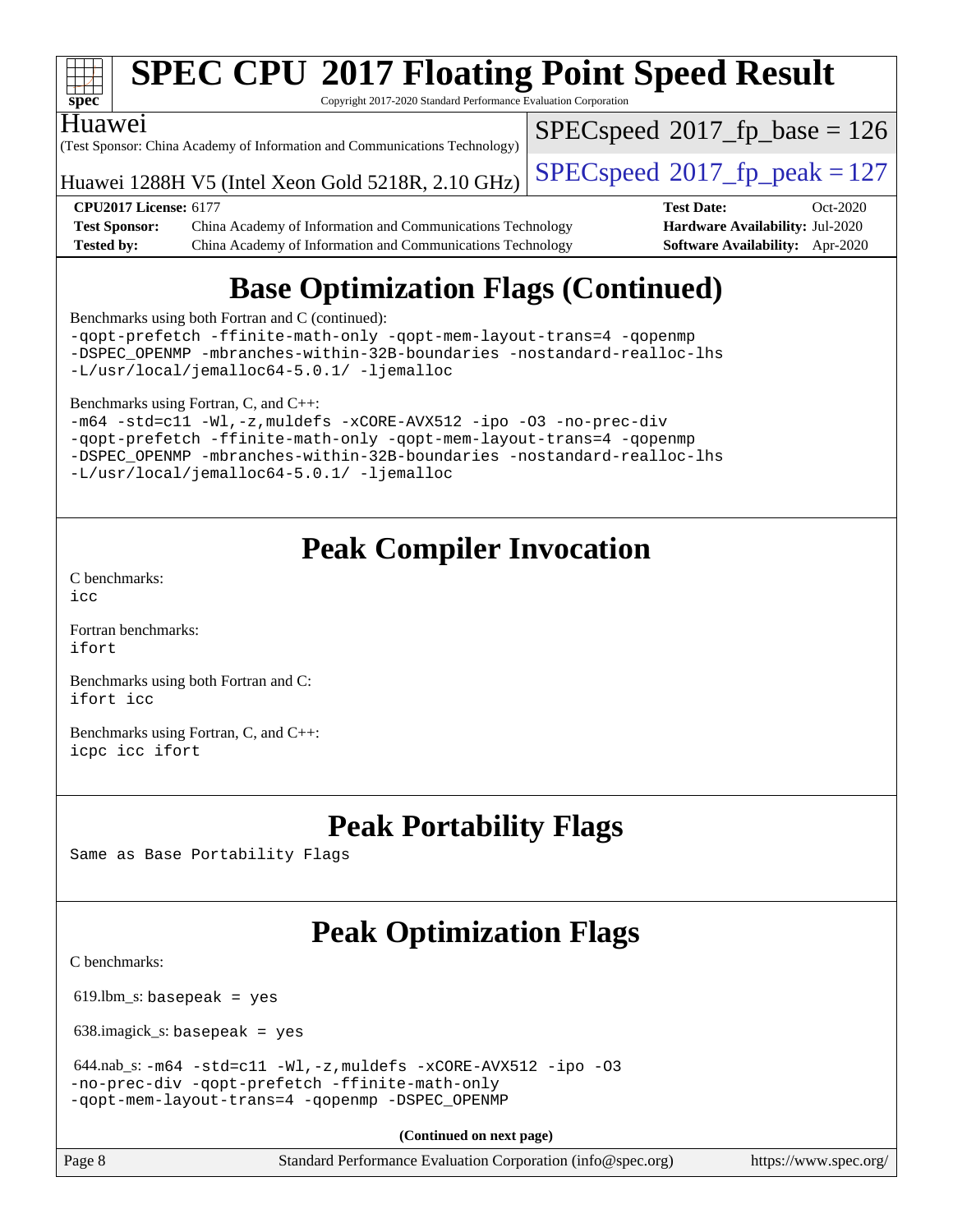## Base Optimization Flags (Continued)

Benchmarks using both Fortran and C (continued):

```
-qopt-prefetch -ffinite-math-only -qopt-mem-layout-trans=4 -qopenmp
-DSPEC_OPENMP -mbranches-within-32B-boundaries -nostandard-realloc-lhs
-L/usr/local/jemalloc64-5.0.1/ -ljemalloc
```

Benchmarks using Fortran, C, and C++:

```
-m64 -std=c11 -Wl,-z,muldefs -xCORE-AVX512 -ipo -O3 -no-prec-div
-qopt-prefetch -ffinite-math-only -qopt-mem-layout-trans=4 -qopenmp
-DSPEC_OPENMP -mbranches-within-32B-boundaries -nostandard-realloc-lhs
-L/usr/local/jemalloc64-5.0.1/ -ljemalloc
```

## Peak Compiler Invocation

C benchmarks:
`icc`

Fortran benchmarks:
`ifort`

Benchmarks using both Fortran and C:
`ifort icc`

Benchmarks using Fortran, C, and C++:
`icpc icc ifort`

## Peak Portability Flags

Same as Base Portability Flags

## Peak Optimization Flags

C benchmarks:

619.lbm_s: `basepeak = yes`

638.imagick_s: `basepeak = yes`

644.nab_s:
```
-m64 -std=c11 -Wl,-z,muldefs -xCORE-AVX512 -ipo -O3
-no-prec-div -qopt-prefetch -ffinite-math-only
-qopt-mem-layout-trans=4 -qopenmp -DSPEC_OPENMP
```

**(Continued on next page)**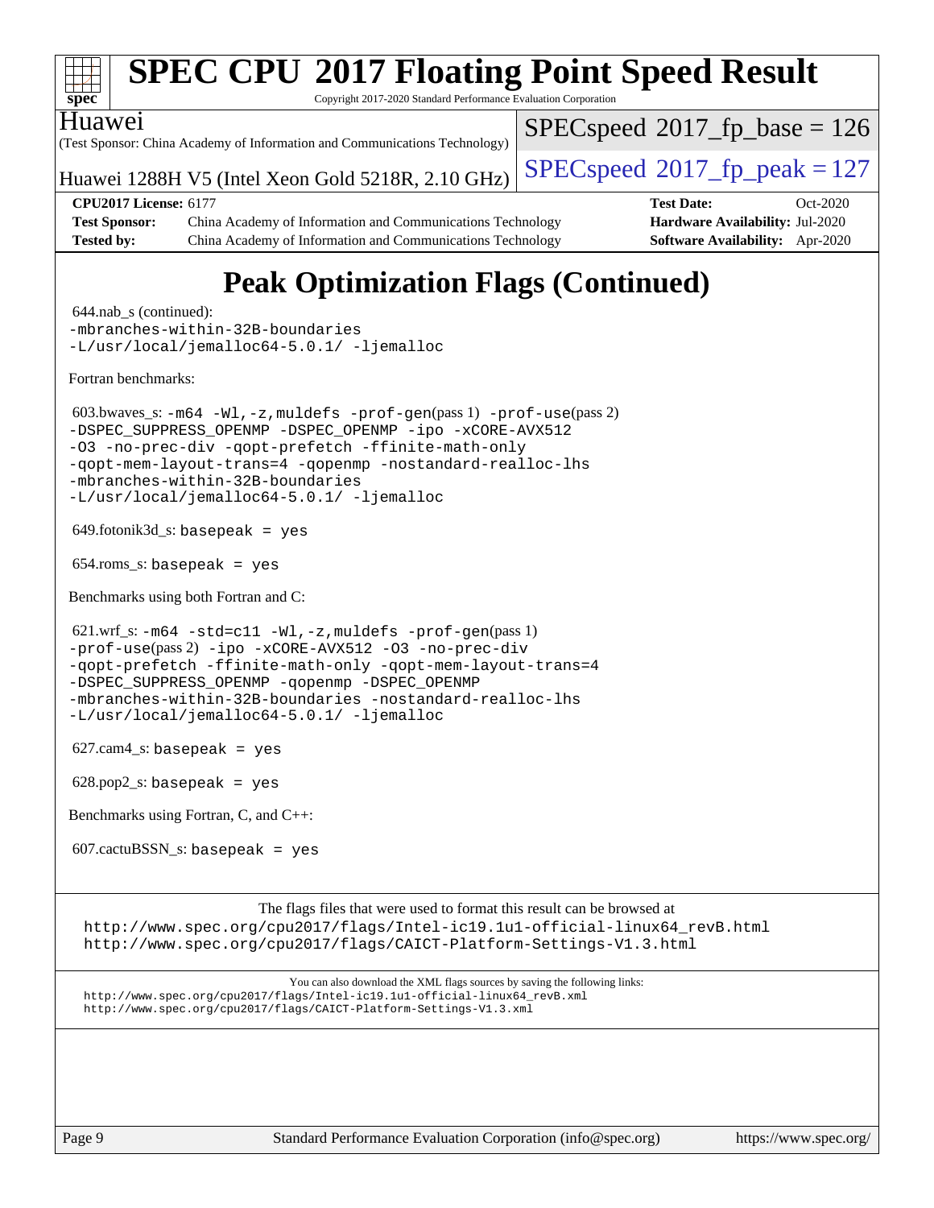# SPEC CPU 2017 Floating Point Speed Result

Copyright 2017-2020 Standard Performance Evaluation Corporation

Huawei

(Test Sponsor: China Academy of Information and Communications Technology)

Huawei 1288H V5 (Intel Xeon Gold 5218R, 2.10 GHz)

SPECspeed 2017_fp_base = 126

SPECspeed 2017_fp_peak = 127

**CPU2017 License:** 6177
**Test Sponsor:** China Academy of Information and Communications Technology
**Tested by:** China Academy of Information and Communications Technology
**Test Date:** Oct-2020
**Hardware Availability:** Jul-2020
**Software Availability:** Apr-2020

## Peak Optimization Flags (Continued)

644.nab_s (continued):
```
-mbranches-within-32B-boundaries
-L/usr/local/jemalloc64-5.0.1/ -ljemalloc
```

Fortran benchmarks:

603.bwaves_s: `-m64 -Wl,-z,muldefs -prof-gen`(pass 1) `-prof-use`(pass 2)
```
-DSPEC_SUPPRESS_OPENMP -DSPEC_OPENMP -ipo -xCORE-AVX512
-O3 -no-prec-div -qopt-prefetch -ffinite-math-only
-qopt-mem-layout-trans=4 -qopenmp -nostandard-realloc-lhs
-mbranches-within-32B-boundaries
-L/usr/local/jemalloc64-5.0.1/ -ljemalloc
```

649.fotonik3d_s: `basepeak = yes`

654.roms_s: `basepeak = yes`

Benchmarks using both Fortran and C:

621.wrf_s: `-m64 -std=c11 -Wl,-z,muldefs -prof-gen`(pass 1)
`-prof-use`(pass 2) `-ipo -xCORE-AVX512 -O3 -no-prec-div`
```
-qopt-prefetch -ffinite-math-only -qopt-mem-layout-trans=4
-DSPEC_SUPPRESS_OPENMP -qopenmp -DSPEC_OPENMP
-mbranches-within-32B-boundaries -nostandard-realloc-lhs
-L/usr/local/jemalloc64-5.0.1/ -ljemalloc
```

627.cam4_s: `basepeak = yes`

628.pop2_s: `basepeak = yes`

Benchmarks using Fortran, C, and C++:

607.cactuBSSN_s: `basepeak = yes`

The flags files that were used to format this result can be browsed at
http://www.spec.org/cpu2017/flags/Intel-ic19.1u1-official-linux64_revB.html
http://www.spec.org/cpu2017/flags/CAICT-Platform-Settings-V1.3.html

You can also download the XML flags sources by saving the following links:
http://www.spec.org/cpu2017/flags/Intel-ic19.1u1-official-linux64_revB.xml
http://www.spec.org/cpu2017/flags/CAICT-Platform-Settings-V1.3.xml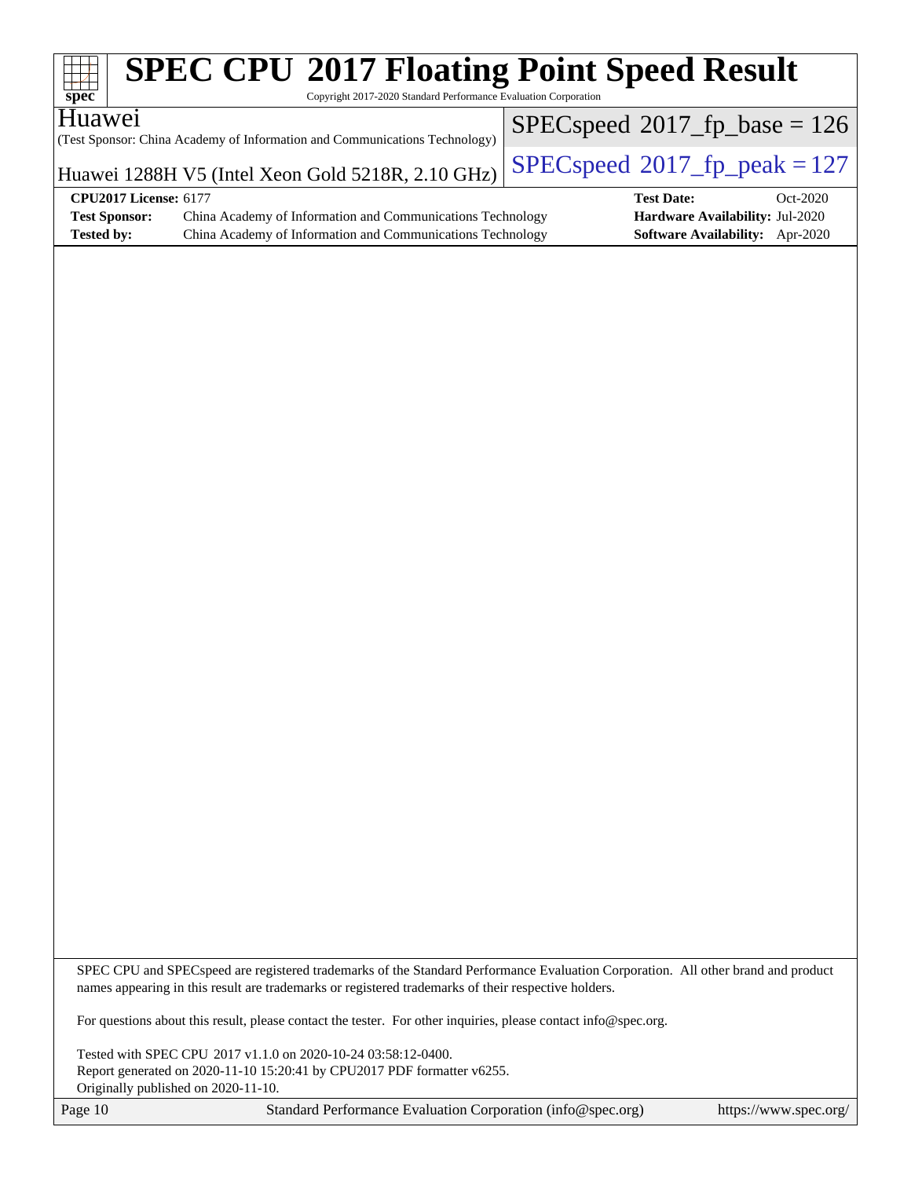SPEC CPU and SPECspeed are registered trademarks of the Standard Performance Evaluation Corporation. All other brand and product names appearing in this result are trademarks or registered trademarks of their respective holders.

For questions about this result, please contact the tester. For other inquiries, please contact info@spec.org.

Tested with SPEC CPU 2017 v1.1.0 on 2020-10-24 03:58:12-0400.
Report generated on 2020-11-10 15:20:41 by CPU2017 PDF formatter v6255.
Originally published on 2020-11-10.